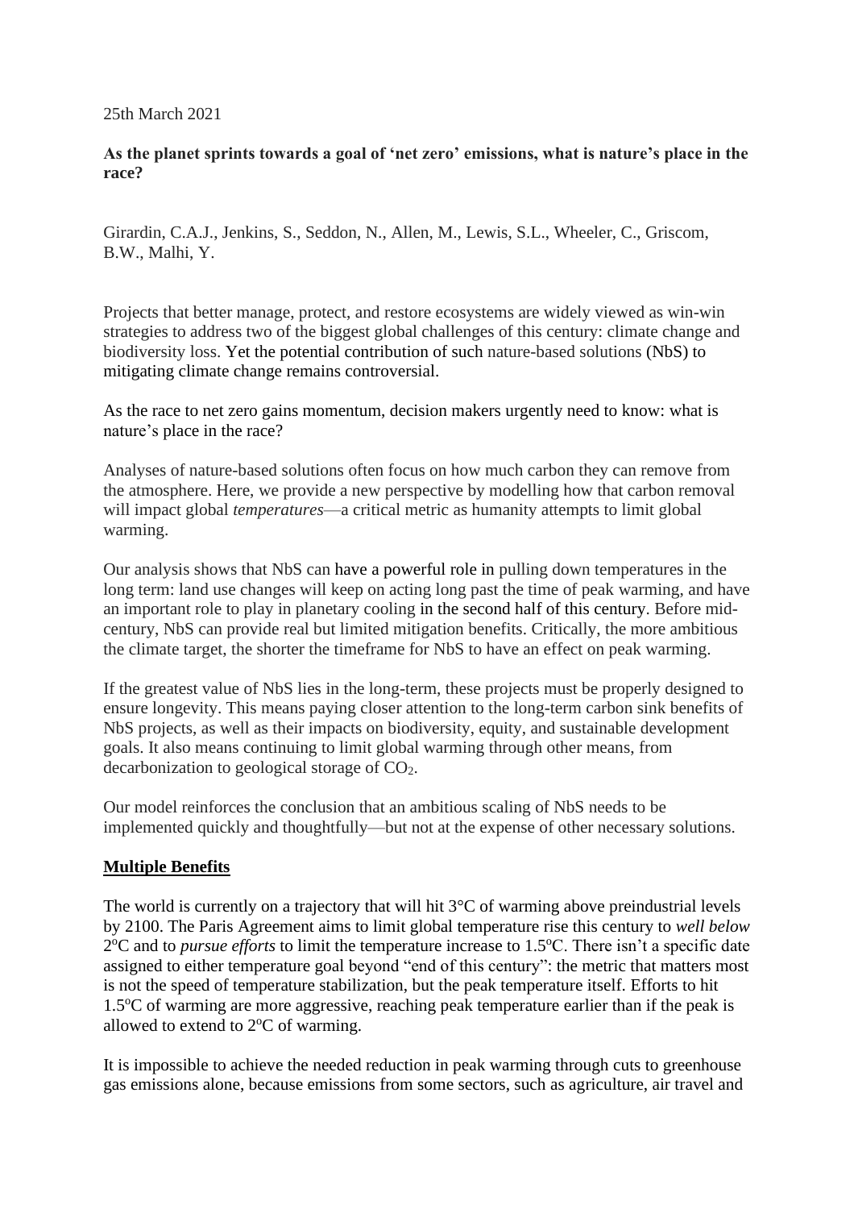25th March 2021

**As the planet sprints towards a goal of 'net zero' emissions, what is nature's place in the race?**

Girardin, C.A.J., Jenkins, S., Seddon, N., Allen, M., Lewis, S.L., Wheeler, C., Griscom, B.W., Malhi, Y.

Projects that better manage, protect, and restore ecosystems are widely viewed as win-win strategies to address two of the biggest global challenges of this century: climate change and biodiversity loss. Yet the potential contribution of such nature-based solutions (NbS) to mitigating climate change remains controversial.

As the race to net zero gains momentum, decision makers urgently need to know: what is nature's place in the race?

Analyses of nature-based solutions often focus on how much carbon they can remove from the atmosphere. Here, we provide a new perspective by modelling how that carbon removal will impact global *temperatures*—a critical metric as humanity attempts to limit global warming.

Our analysis shows that NbS can have a powerful role in pulling down temperatures in the long term: land use changes will keep on acting long past the time of peak warming, and have an important role to play in planetary cooling in the second half of this century. Before mid-century, NbS can provide real but limited mitigation benefits. Critically, the more ambitious the climate target, the shorter the timeframe for NbS to have an effect on peak warming.

If the greatest value of NbS lies in the long-term, these projects must be properly designed to ensure longevity. This means paying closer attention to the long-term carbon sink benefits of NbS projects, as well as their impacts on biodiversity, equity, and sustainable development goals. It also means continuing to limit global warming through other means, from decarbonization to geological storage of $CO_2$.

Our model reinforces the conclusion that an ambitious scaling of NbS needs to be implemented quickly and thoughtfully—but not at the expense of other necessary solutions.

## Multiple Benefits

The world is currently on a trajectory that will hit 3°C of warming above preindustrial levels by 2100. The Paris Agreement aims to limit global temperature rise this century to *well below* 2°C and to *pursue efforts* to limit the temperature increase to 1.5°C. There isn't a specific date assigned to either temperature goal beyond "end of this century": the metric that matters most is not the speed of temperature stabilization, but the peak temperature itself. Efforts to hit 1.5°C of warming are more aggressive, reaching peak temperature earlier than if the peak is allowed to extend to 2°C of warming.

It is impossible to achieve the needed reduction in peak warming through cuts to greenhouse gas emissions alone, because emissions from some sectors, such as agriculture, air travel and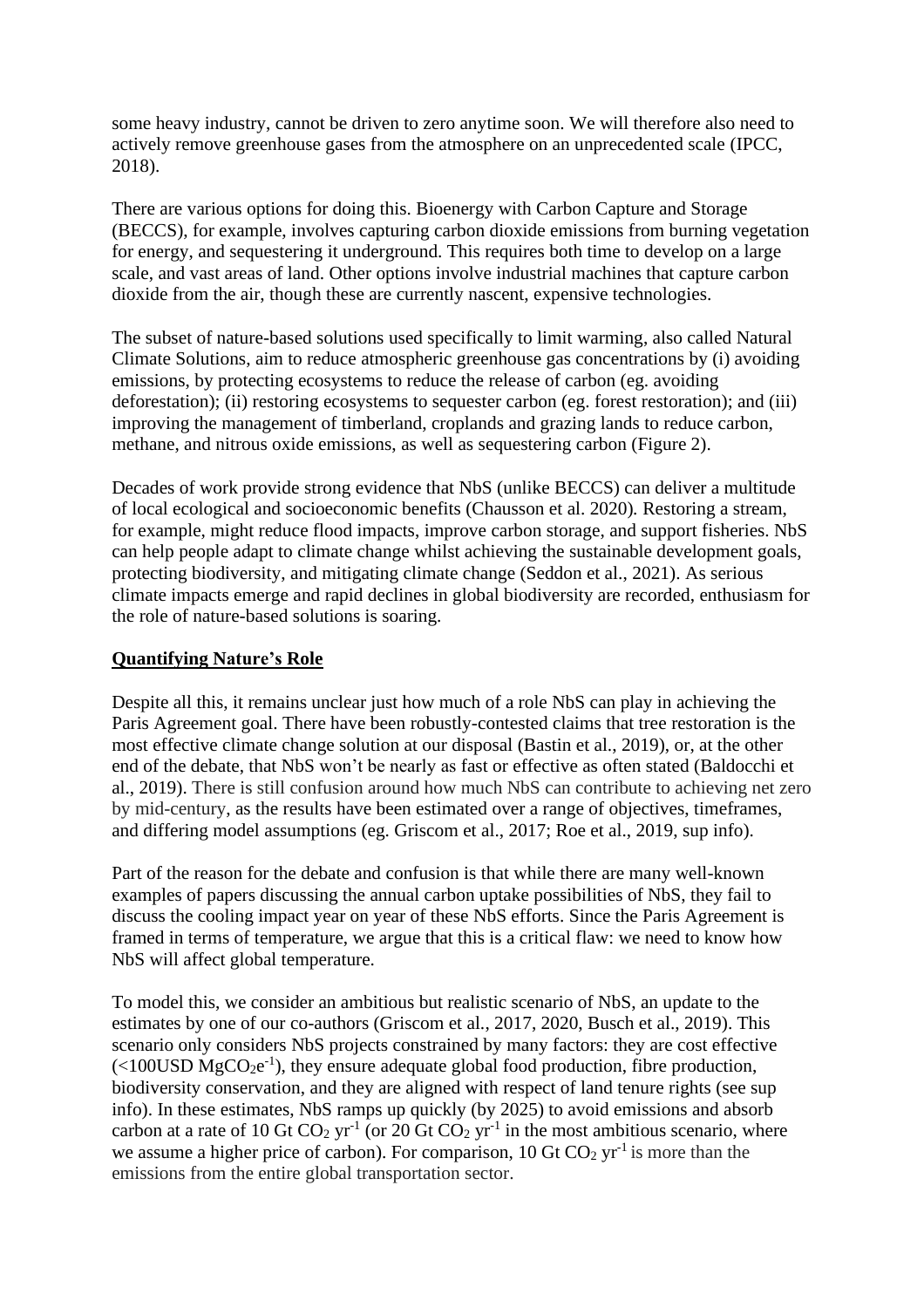some heavy industry, cannot be driven to zero anytime soon. We will therefore also need to actively remove greenhouse gases from the atmosphere on an unprecedented scale (IPCC, 2018).

There are various options for doing this. Bioenergy with Carbon Capture and Storage (BECCS), for example, involves capturing carbon dioxide emissions from burning vegetation for energy, and sequestering it underground. This requires both time to develop on a large scale, and vast areas of land. Other options involve industrial machines that capture carbon dioxide from the air, though these are currently nascent, expensive technologies.

The subset of nature-based solutions used specifically to limit warming, also called Natural Climate Solutions, aim to reduce atmospheric greenhouse gas concentrations by (i) avoiding emissions, by protecting ecosystems to reduce the release of carbon (eg. avoiding deforestation); (ii) restoring ecosystems to sequester carbon (eg. forest restoration); and (iii) improving the management of timberland, croplands and grazing lands to reduce carbon, methane, and nitrous oxide emissions, as well as sequestering carbon (Figure 2).

Decades of work provide strong evidence that NbS (unlike BECCS) can deliver a multitude of local ecological and socioeconomic benefits (Chausson et al. 2020). Restoring a stream, for example, might reduce flood impacts, improve carbon storage, and support fisheries. NbS can help people adapt to climate change whilst achieving the sustainable development goals, protecting biodiversity, and mitigating climate change (Seddon et al., 2021). As serious climate impacts emerge and rapid declines in global biodiversity are recorded, enthusiasm for the role of nature-based solutions is soaring.

## Quantifying Nature's Role

Despite all this, it remains unclear just how much of a role NbS can play in achieving the Paris Agreement goal. There have been robustly-contested claims that tree restoration is the most effective climate change solution at our disposal (Bastin et al., 2019), or, at the other end of the debate, that NbS won't be nearly as fast or effective as often stated (Baldocchi et al., 2019). There is still confusion around how much NbS can contribute to achieving net zero by mid-century, as the results have been estimated over a range of objectives, timeframes, and differing model assumptions (eg. Griscom et al., 2017; Roe et al., 2019, sup info).

Part of the reason for the debate and confusion is that while there are many well-known examples of papers discussing the annual carbon uptake possibilities of NbS, they fail to discuss the cooling impact year on year of these NbS efforts. Since the Paris Agreement is framed in terms of temperature, we argue that this is a critical flaw: we need to know how NbS will affect global temperature.

To model this, we consider an ambitious but realistic scenario of NbS, an update to the estimates by one of our co-authors (Griscom et al., 2017, 2020, Busch et al., 2019). This scenario only considers NbS projects constrained by many factors: they are cost effective (<100USD $MgCO_2e^{-1}$), they ensure adequate global food production, fibre production, biodiversity conservation, and they are aligned with respect of land tenure rights (see sup info). In these estimates, NbS ramps up quickly (by 2025) to avoid emissions and absorb carbon at a rate of 10 Gt $CO_2$ $yr^{-1}$ (or 20 Gt $CO_2$ $yr^{-1}$ in the most ambitious scenario, where we assume a higher price of carbon). For comparison, 10 Gt $CO_2$ $yr^{-1}$ is more than the emissions from the entire global transportation sector.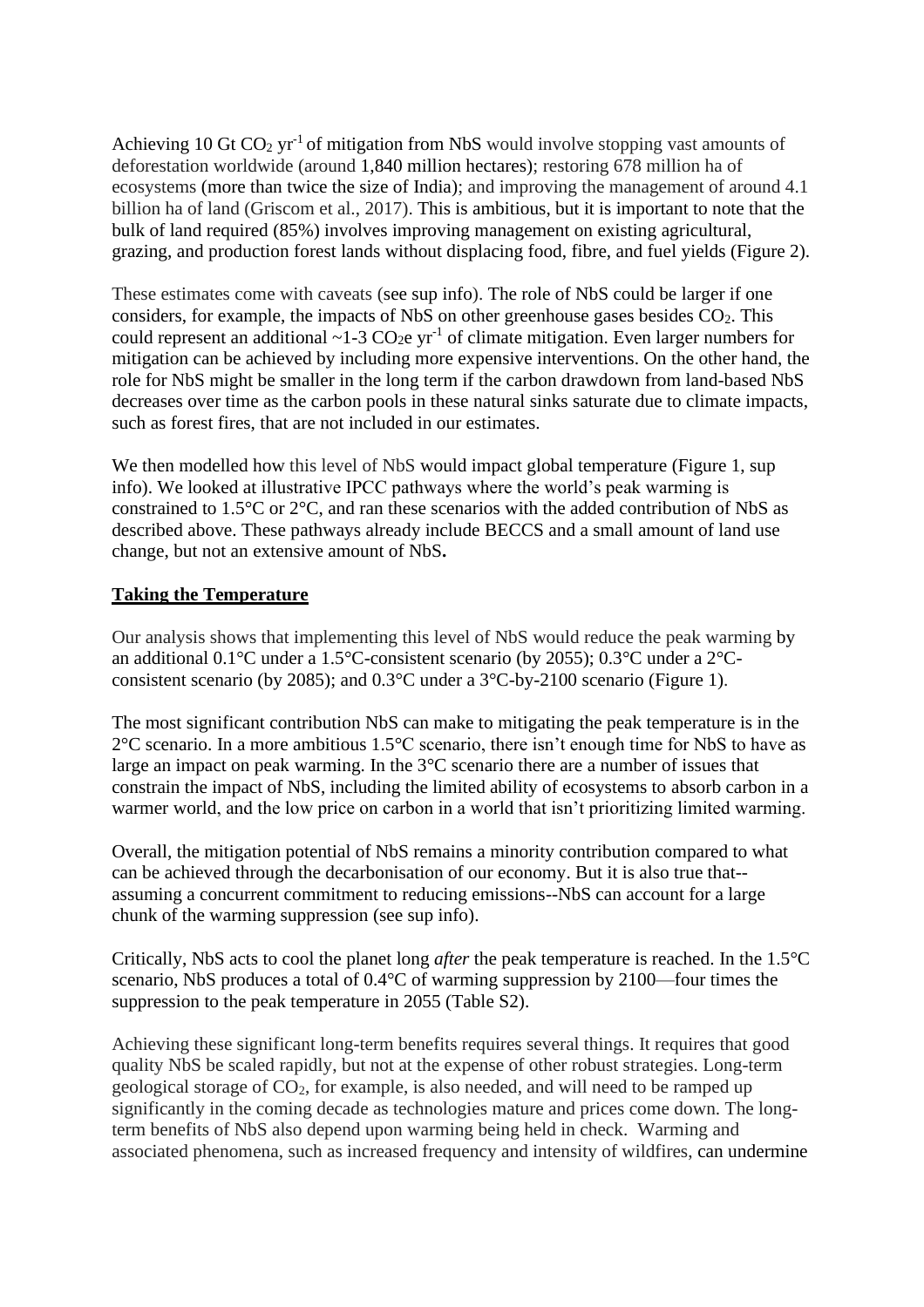Achieving 10 Gt $CO_2$ $yr^{-1}$ of mitigation from NbS would involve stopping vast amounts of deforestation worldwide (around 1,840 million hectares); restoring 678 million ha of ecosystems (more than twice the size of India); and improving the management of around 4.1 billion ha of land (Griscom et al., 2017). This is ambitious, but it is important to note that the bulk of land required (85%) involves improving management on existing agricultural, grazing, and production forest lands without displacing food, fibre, and fuel yields (Figure 2).

These estimates come with caveats (see sup info). The role of NbS could be larger if one considers, for example, the impacts of NbS on other greenhouse gases besides $CO_2$. This could represent an additional ~1-3 $CO_2e$ $yr^{-1}$ of climate mitigation. Even larger numbers for mitigation can be achieved by including more expensive interventions. On the other hand, the role for NbS might be smaller in the long term if the carbon drawdown from land-based NbS decreases over time as the carbon pools in these natural sinks saturate due to climate impacts, such as forest fires, that are not included in our estimates.

We then modelled how this level of NbS would impact global temperature (Figure 1, sup info). We looked at illustrative IPCC pathways where the world's peak warming is constrained to 1.5°C or 2°C, and ran these scenarios with the added contribution of NbS as described above. These pathways already include BECCS and a small amount of land use change, but not an extensive amount of NbS**.**

## Taking the Temperature

Our analysis shows that implementing this level of NbS would reduce the peak warming by an additional 0.1°C under a 1.5°C-consistent scenario (by 2055); 0.3°C under a 2°C-consistent scenario (by 2085); and 0.3°C under a 3°C-by-2100 scenario (Figure 1).

The most significant contribution NbS can make to mitigating the peak temperature is in the 2°C scenario. In a more ambitious 1.5°C scenario, there isn't enough time for NbS to have as large an impact on peak warming. In the 3°C scenario there are a number of issues that constrain the impact of NbS, including the limited ability of ecosystems to absorb carbon in a warmer world, and the low price on carbon in a world that isn't prioritizing limited warming.

Overall, the mitigation potential of NbS remains a minority contribution compared to what can be achieved through the decarbonisation of our economy. But it is also true that--assuming a concurrent commitment to reducing emissions--NbS can account for a large chunk of the warming suppression (see sup info).

Critically, NbS acts to cool the planet long *after* the peak temperature is reached. In the 1.5°C scenario, NbS produces a total of 0.4°C of warming suppression by 2100—four times the suppression to the peak temperature in 2055 (Table S2).

Achieving these significant long-term benefits requires several things. It requires that good quality NbS be scaled rapidly, but not at the expense of other robust strategies. Long-term geological storage of $CO_2$, for example, is also needed, and will need to be ramped up significantly in the coming decade as technologies mature and prices come down. The long-term benefits of NbS also depend upon warming being held in check. Warming and associated phenomena, such as increased frequency and intensity of wildfires, can undermine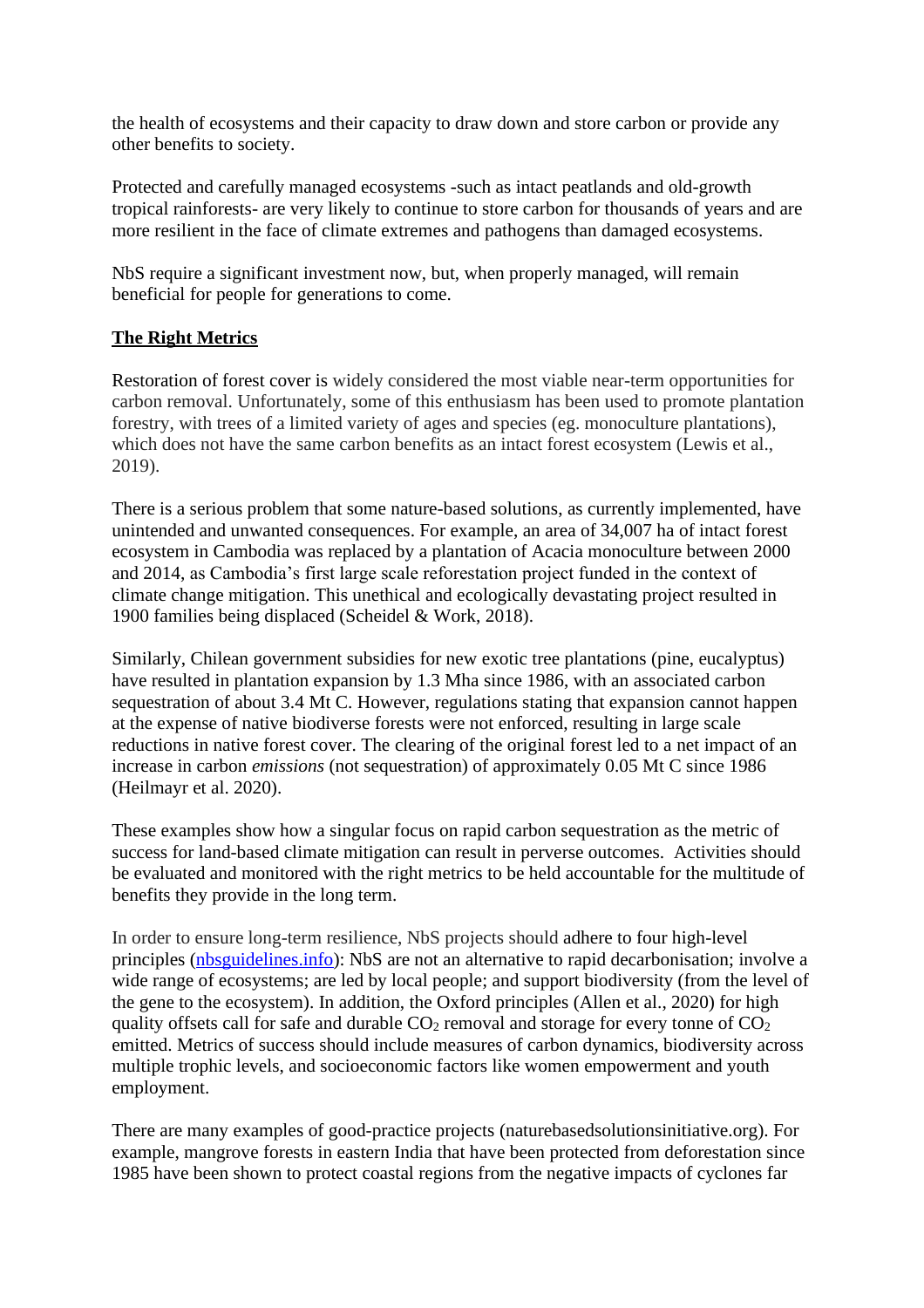the health of ecosystems and their capacity to draw down and store carbon or provide any other benefits to society.

Protected and carefully managed ecosystems -such as intact peatlands and old-growth tropical rainforests- are very likely to continue to store carbon for thousands of years and are more resilient in the face of climate extremes and pathogens than damaged ecosystems.

NbS require a significant investment now, but, when properly managed, will remain beneficial for people for generations to come.

## **The Right Metrics**

Restoration of forest cover is widely considered the most viable near-term opportunities for carbon removal. Unfortunately, some of this enthusiasm has been used to promote plantation forestry, with trees of a limited variety of ages and species (eg. monoculture plantations), which does not have the same carbon benefits as an intact forest ecosystem (Lewis et al., 2019).

There is a serious problem that some nature-based solutions, as currently implemented, have unintended and unwanted consequences. For example, an area of 34,007 ha of intact forest ecosystem in Cambodia was replaced by a plantation of Acacia monoculture between 2000 and 2014, as Cambodia's first large scale reforestation project funded in the context of climate change mitigation. This unethical and ecologically devastating project resulted in 1900 families being displaced (Scheidel & Work, 2018).

Similarly, Chilean government subsidies for new exotic tree plantations (pine, eucalyptus) have resulted in plantation expansion by 1.3 Mha since 1986, with an associated carbon sequestration of about 3.4 Mt C. However, regulations stating that expansion cannot happen at the expense of native biodiverse forests were not enforced, resulting in large scale reductions in native forest cover. The clearing of the original forest led to a net impact of an increase in carbon *emissions* (not sequestration) of approximately 0.05 Mt C since 1986 (Heilmayr et al. 2020).

These examples show how a singular focus on rapid carbon sequestration as the metric of success for land-based climate mitigation can result in perverse outcomes. Activities should be evaluated and monitored with the right metrics to be held accountable for the multitude of benefits they provide in the long term.

In order to ensure long-term resilience, NbS projects should adhere to four high-level principles (nbsguidelines.info): NbS are not an alternative to rapid decarbonisation; involve a wide range of ecosystems; are led by local people; and support biodiversity (from the level of the gene to the ecosystem). In addition, the Oxford principles (Allen et al., 2020) for high quality offsets call for safe and durable $CO_2$ removal and storage for every tonne of $CO_2$ emitted. Metrics of success should include measures of carbon dynamics, biodiversity across multiple trophic levels, and socioeconomic factors like women empowerment and youth employment.

There are many examples of good-practice projects (naturebasedsolutionsinitiative.org). For example, mangrove forests in eastern India that have been protected from deforestation since 1985 have been shown to protect coastal regions from the negative impacts of cyclones far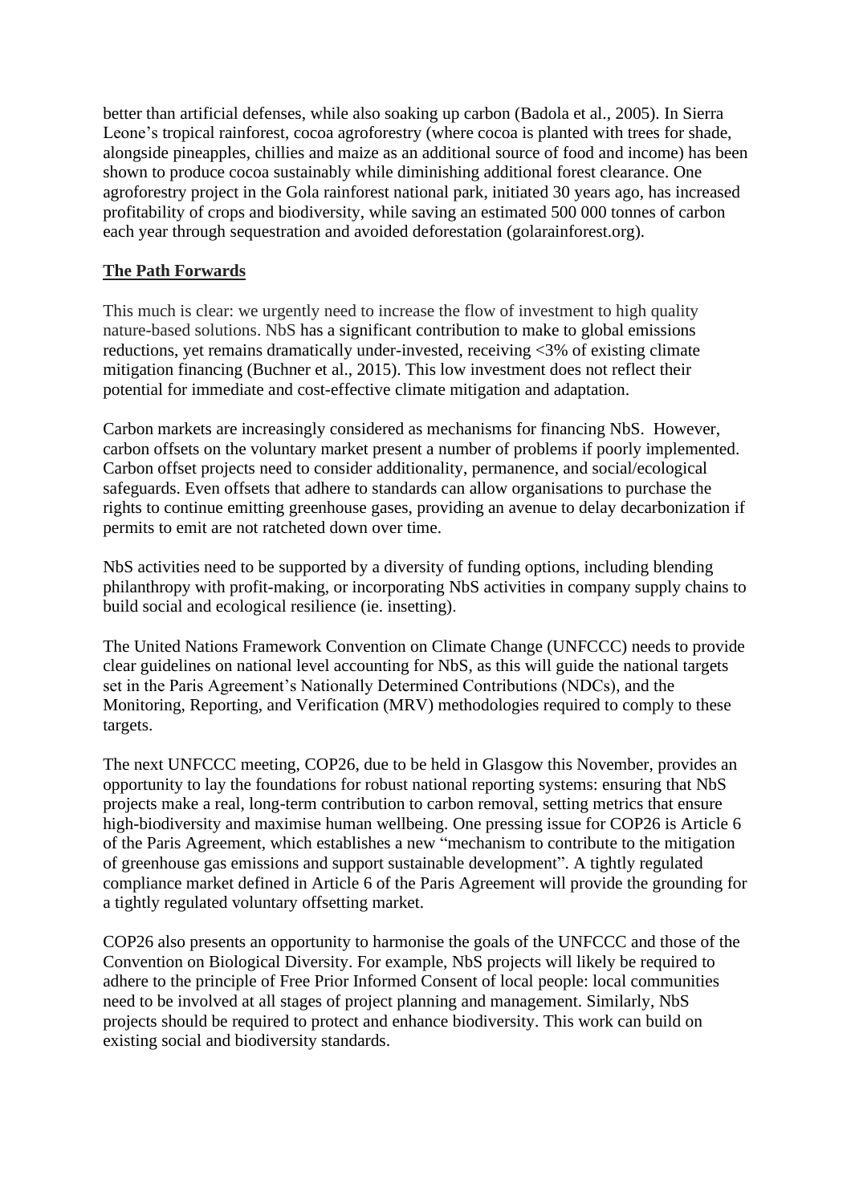better than artificial defenses, while also soaking up carbon (Badola et al., 2005). In Sierra Leone's tropical rainforest, cocoa agroforestry (where cocoa is planted with trees for shade, alongside pineapples, chillies and maize as an additional source of food and income) has been shown to produce cocoa sustainably while diminishing additional forest clearance. One agroforestry project in the Gola rainforest national park, initiated 30 years ago, has increased profitability of crops and biodiversity, while saving an estimated 500 000 tonnes of carbon each year through sequestration and avoided deforestation (golarainforest.org).

## The Path Forwards

This much is clear: we urgently need to increase the flow of investment to high quality nature-based solutions. NbS has a significant contribution to make to global emissions reductions, yet remains dramatically under-invested, receiving <3% of existing climate mitigation financing (Buchner et al., 2015). This low investment does not reflect their potential for immediate and cost-effective climate mitigation and adaptation.

Carbon markets are increasingly considered as mechanisms for financing NbS. However, carbon offsets on the voluntary market present a number of problems if poorly implemented. Carbon offset projects need to consider additionality, permanence, and social/ecological safeguards. Even offsets that adhere to standards can allow organisations to purchase the rights to continue emitting greenhouse gases, providing an avenue to delay decarbonization if permits to emit are not ratcheted down over time.

NbS activities need to be supported by a diversity of funding options, including blending philanthropy with profit-making, or incorporating NbS activities in company supply chains to build social and ecological resilience (ie. insetting).

The United Nations Framework Convention on Climate Change (UNFCCC) needs to provide clear guidelines on national level accounting for NbS, as this will guide the national targets set in the Paris Agreement's Nationally Determined Contributions (NDCs), and the Monitoring, Reporting, and Verification (MRV) methodologies required to comply to these targets.

The next UNFCCC meeting, COP26, due to be held in Glasgow this November, provides an opportunity to lay the foundations for robust national reporting systems: ensuring that NbS projects make a real, long-term contribution to carbon removal, setting metrics that ensure high-biodiversity and maximise human wellbeing. One pressing issue for COP26 is Article 6 of the Paris Agreement, which establishes a new "mechanism to contribute to the mitigation of greenhouse gas emissions and support sustainable development". A tightly regulated compliance market defined in Article 6 of the Paris Agreement will provide the grounding for a tightly regulated voluntary offsetting market.

COP26 also presents an opportunity to harmonise the goals of the UNFCCC and those of the Convention on Biological Diversity. For example, NbS projects will likely be required to adhere to the principle of Free Prior Informed Consent of local people: local communities need to be involved at all stages of project planning and management. Similarly, NbS projects should be required to protect and enhance biodiversity. This work can build on existing social and biodiversity standards.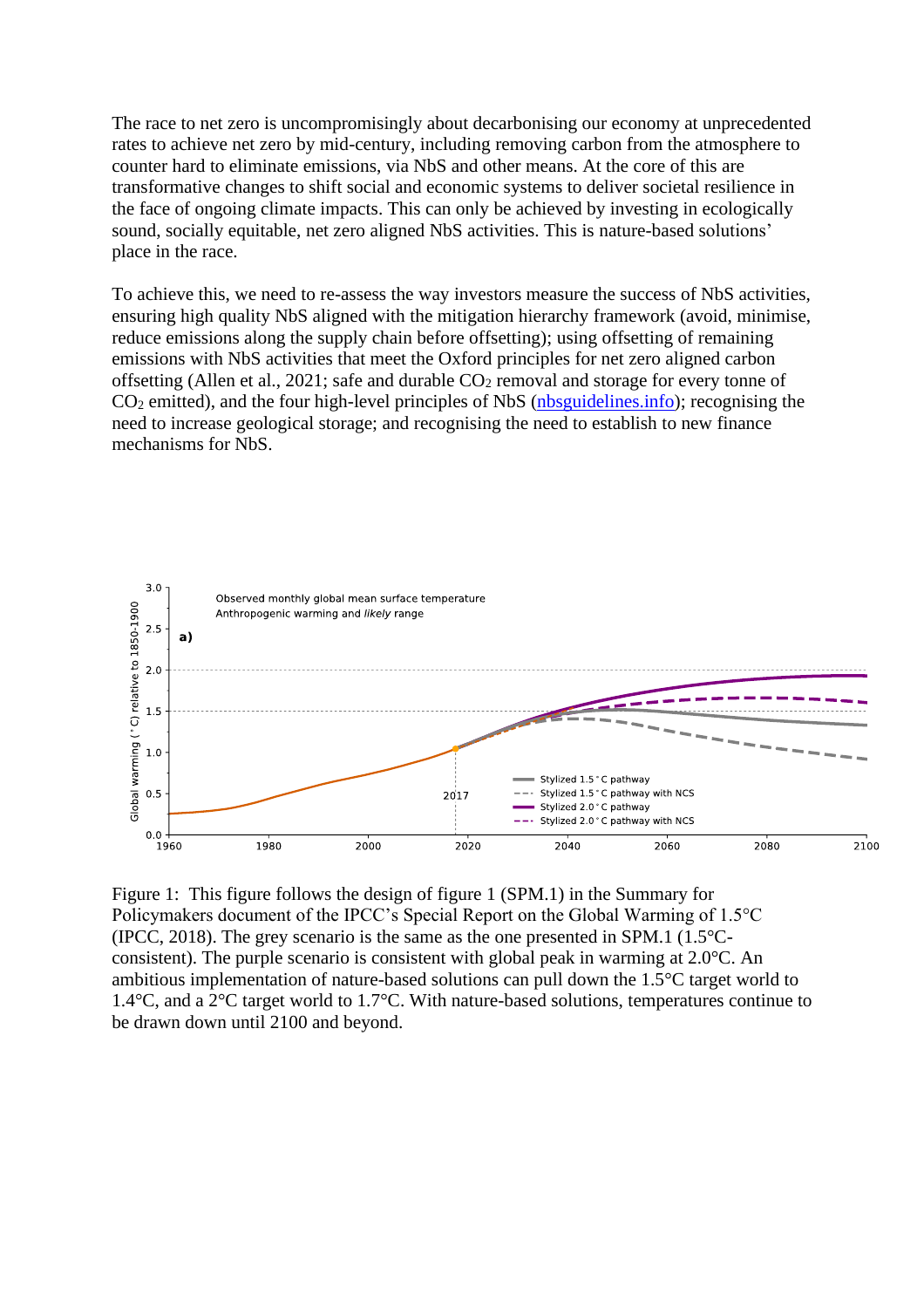The race to net zero is uncompromisingly about decarbonising our economy at unprecedented rates to achieve net zero by mid-century, including removing carbon from the atmosphere to counter hard to eliminate emissions, via NbS and other means. At the core of this are transformative changes to shift social and economic systems to deliver societal resilience in the face of ongoing climate impacts. This can only be achieved by investing in ecologically sound, socially equitable, net zero aligned NbS activities. This is nature-based solutions' place in the race.

To achieve this, we need to re-assess the way investors measure the success of NbS activities, ensuring high quality NbS aligned with the mitigation hierarchy framework (avoid, minimise, reduce emissions along the supply chain before offsetting); using offsetting of remaining emissions with NbS activities that meet the Oxford principles for net zero aligned carbon offsetting (Allen et al., 2021; safe and durable $CO_2$ removal and storage for every tonne of $CO_2$ emitted), and the four high-level principles of NbS (nbsguidelines.info); recognising the need to increase geological storage; and recognising the need to establish to new finance mechanisms for NbS.

Figure 1: This figure follows the design of figure 1 (SPM.1) in the Summary for Policymakers document of the IPCC's Special Report on the Global Warming of 1.5°C (IPCC, 2018). The grey scenario is the same as the one presented in SPM.1 (1.5°C-consistent). The purple scenario is consistent with global peak in warming at 2.0°C. An ambitious implementation of nature-based solutions can pull down the 1.5°C target world to 1.4°C, and a 2°C target world to 1.7°C. With nature-based solutions, temperatures continue to be drawn down until 2100 and beyond.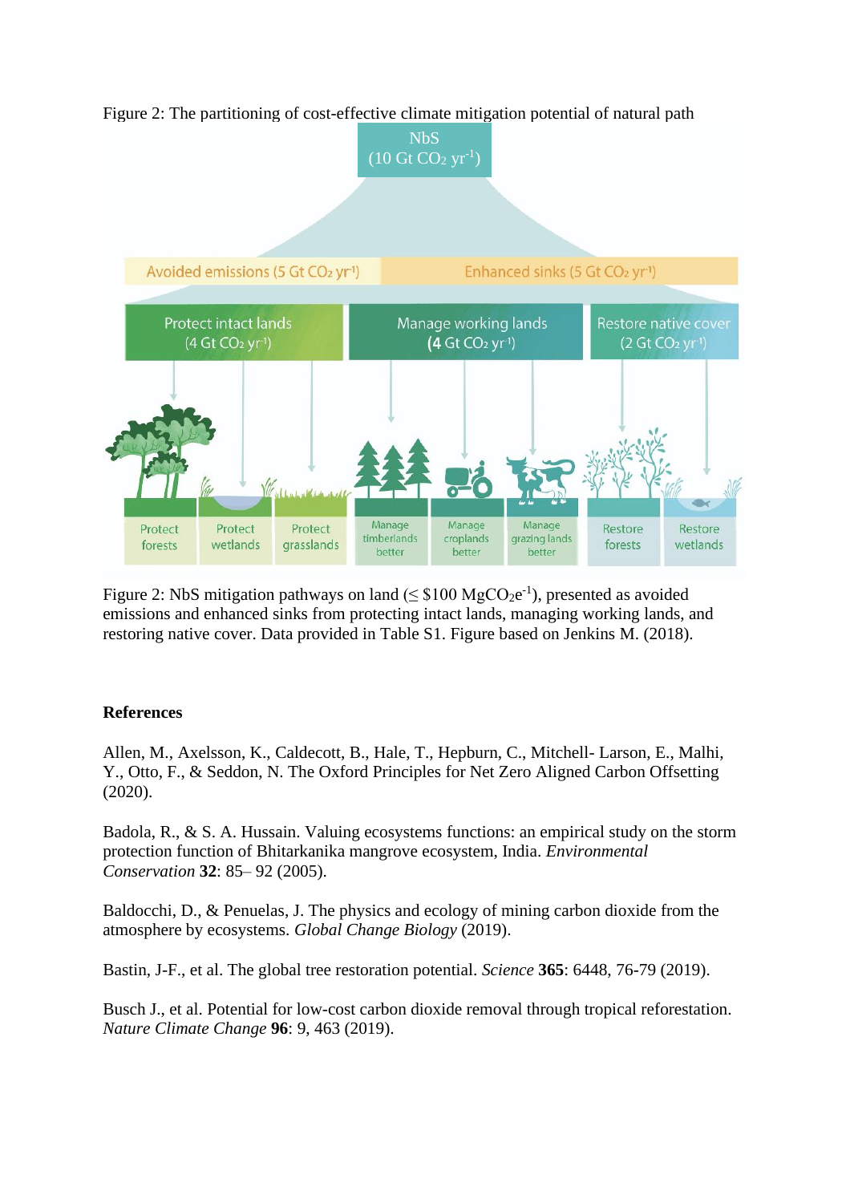Figure 2: The partitioning of cost-effective climate mitigation potential of natural path

Figure 2: NbS mitigation pathways on land (≤ \$100 $MgCO_2e^{-1}$), presented as avoided emissions and enhanced sinks from protecting intact lands, managing working lands, and restoring native cover. Data provided in Table S1. Figure based on Jenkins M. (2018).

**References**

Allen, M., Axelsson, K., Caldecott, B., Hale, T., Hepburn, C., Mitchell- Larson, E., Malhi, Y., Otto, F., & Seddon, N. The Oxford Principles for Net Zero Aligned Carbon Offsetting (2020).

Badola, R., & S. A. Hussain. Valuing ecosystems functions: an empirical study on the storm protection function of Bhitarkanika mangrove ecosystem, India. *Environmental Conservation* **32**: 85– 92 (2005).

Baldocchi, D., & Penuelas, J. The physics and ecology of mining carbon dioxide from the atmosphere by ecosystems. *Global Change Biology* (2019).

Bastin, J-F., et al. The global tree restoration potential. *Science* **365**: 6448, 76-79 (2019).

Busch J., et al. Potential for low-cost carbon dioxide removal through tropical reforestation. *Nature Climate Change* **96**: 9, 463 (2019).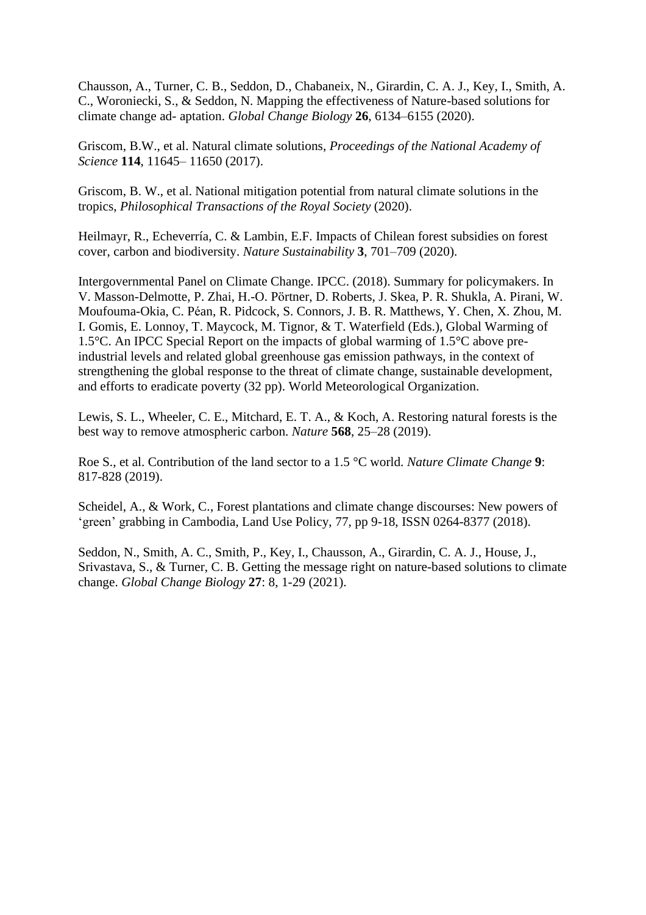Chausson, A., Turner, C. B., Seddon, D., Chabaneix, N., Girardin, C. A. J., Key, I., Smith, A. C., Woroniecki, S., & Seddon, N. Mapping the effectiveness of Nature-based solutions for climate change ad- aptation. *Global Change Biology* **26**, 6134–6155 (2020).

Griscom, B.W., et al. Natural climate solutions, *Proceedings of the National Academy of Science* **114**, 11645– 11650 (2017).

Griscom, B. W., et al. National mitigation potential from natural climate solutions in the tropics, *Philosophical Transactions of the Royal Society* (2020).

Heilmayr, R., Echeverría, C. & Lambin, E.F. Impacts of Chilean forest subsidies on forest cover, carbon and biodiversity. *Nature Sustainability* **3**, 701–709 (2020).

Intergovernmental Panel on Climate Change. IPCC. (2018). Summary for policymakers. In V. Masson-Delmotte, P. Zhai, H.-O. Pörtner, D. Roberts, J. Skea, P. R. Shukla, A. Pirani, W. Moufouma-Okia, C. Péan, R. Pidcock, S. Connors, J. B. R. Matthews, Y. Chen, X. Zhou, M. I. Gomis, E. Lonnoy, T. Maycock, M. Tignor, & T. Waterfield (Eds.), Global Warming of 1.5°C. An IPCC Special Report on the impacts of global warming of 1.5°C above pre-industrial levels and related global greenhouse gas emission pathways, in the context of strengthening the global response to the threat of climate change, sustainable development, and efforts to eradicate poverty (32 pp). World Meteorological Organization.

Lewis, S. L., Wheeler, C. E., Mitchard, E. T. A., & Koch, A. Restoring natural forests is the best way to remove atmospheric carbon. *Nature* **568**, 25–28 (2019).

Roe S., et al. Contribution of the land sector to a 1.5 °C world. *Nature Climate Change* **9**: 817-828 (2019).

Scheidel, A., & Work, C., Forest plantations and climate change discourses: New powers of 'green' grabbing in Cambodia, Land Use Policy, 77, pp 9-18, ISSN 0264-8377 (2018).

Seddon, N., Smith, A. C., Smith, P., Key, I., Chausson, A., Girardin, C. A. J., House, J., Srivastava, S., & Turner, C. B. Getting the message right on nature-based solutions to climate change. *Global Change Biology* **27**: 8, 1-29 (2021).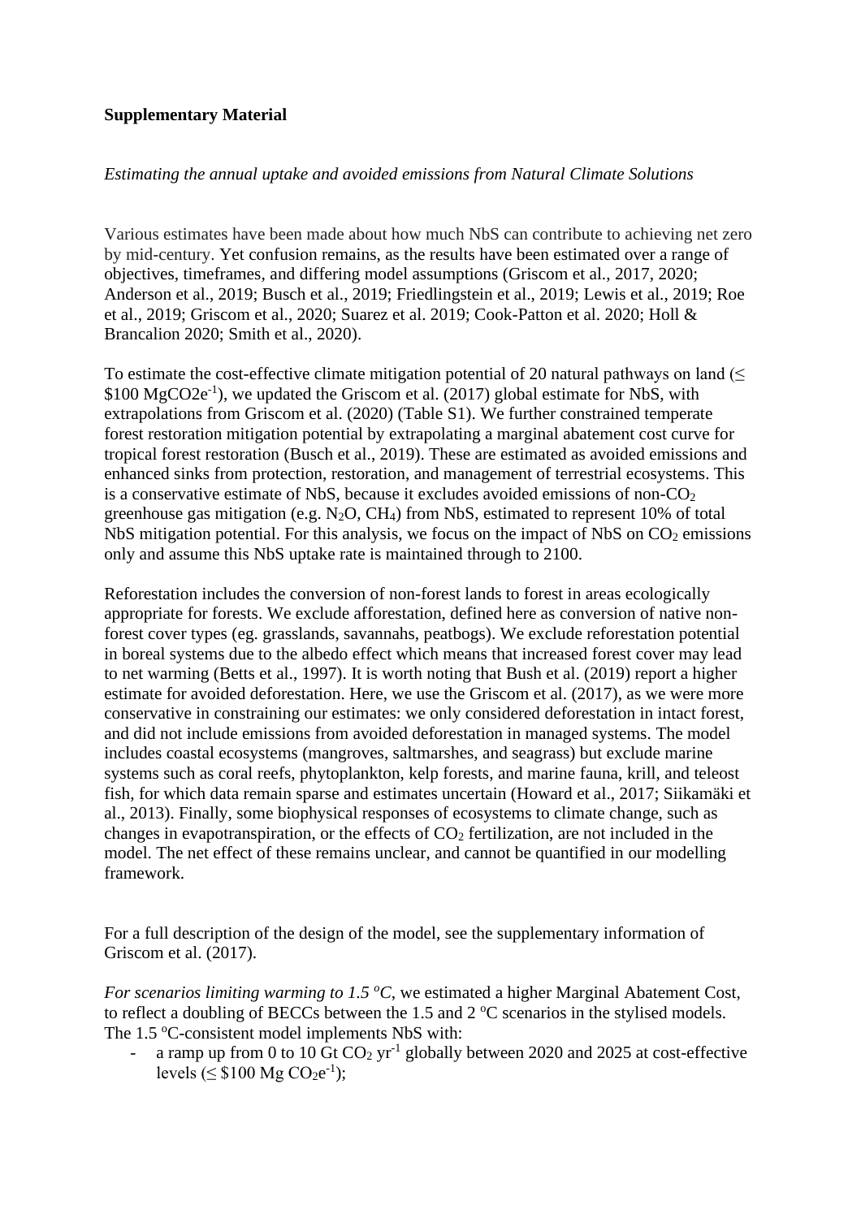**Supplementary Material**

*Estimating the annual uptake and avoided emissions from Natural Climate Solutions*

Various estimates have been made about how much NbS can contribute to achieving net zero by mid-century. Yet confusion remains, as the results have been estimated over a range of objectives, timeframes, and differing model assumptions (Griscom et al., 2017, 2020; Anderson et al., 2019; Busch et al., 2019; Friedlingstein et al., 2019; Lewis et al., 2019; Roe et al., 2019; Griscom et al., 2020; Suarez et al. 2019; Cook-Patton et al. 2020; Holl & Brancalion 2020; Smith et al., 2020).

To estimate the cost-effective climate mitigation potential of 20 natural pathways on land (≤ \$100 $MgCO2e^{-1}$), we updated the Griscom et al. (2017) global estimate for NbS, with extrapolations from Griscom et al. (2020) (Table S1). We further constrained temperate forest restoration mitigation potential by extrapolating a marginal abatement cost curve for tropical forest restoration (Busch et al., 2019). These are estimated as avoided emissions and enhanced sinks from protection, restoration, and management of terrestrial ecosystems. This is a conservative estimate of NbS, because it excludes avoided emissions of non-$CO_2$ greenhouse gas mitigation (e.g. $N_2O$, $CH_4$) from NbS, estimated to represent 10% of total NbS mitigation potential. For this analysis, we focus on the impact of NbS on $CO_2$ emissions only and assume this NbS uptake rate is maintained through to 2100.

Reforestation includes the conversion of non-forest lands to forest in areas ecologically appropriate for forests. We exclude afforestation, defined here as conversion of native non-forest cover types (eg. grasslands, savannahs, peatbogs). We exclude reforestation potential in boreal systems due to the albedo effect which means that increased forest cover may lead to net warming (Betts et al., 1997). It is worth noting that Bush et al. (2019) report a higher estimate for avoided deforestation. Here, we use the Griscom et al. (2017), as we were more conservative in constraining our estimates: we only considered deforestation in intact forest, and did not include emissions from avoided deforestation in managed systems. The model includes coastal ecosystems (mangroves, saltmarshes, and seagrass) but exclude marine systems such as coral reefs, phytoplankton, kelp forests, and marine fauna, krill, and teleost fish, for which data remain sparse and estimates uncertain (Howard et al., 2017; Siikamäki et al., 2013). Finally, some biophysical responses of ecosystems to climate change, such as changes in evapotranspiration, or the effects of $CO_2$ fertilization, are not included in the model. The net effect of these remains unclear, and cannot be quantified in our modelling framework.

For a full description of the design of the model, see the supplementary information of Griscom et al. (2017).

*For scenarios limiting warming to 1.5 °C*, we estimated a higher Marginal Abatement Cost, to reflect a doubling of BECCs between the 1.5 and 2 °C scenarios in the stylised models. The 1.5 °C-consistent model implements NbS with:

- a ramp up from 0 to 10 Gt $CO_2$ $yr^{-1}$ globally between 2020 and 2025 at cost-effective levels (≤ \$100 Mg $CO_2e^{-1}$);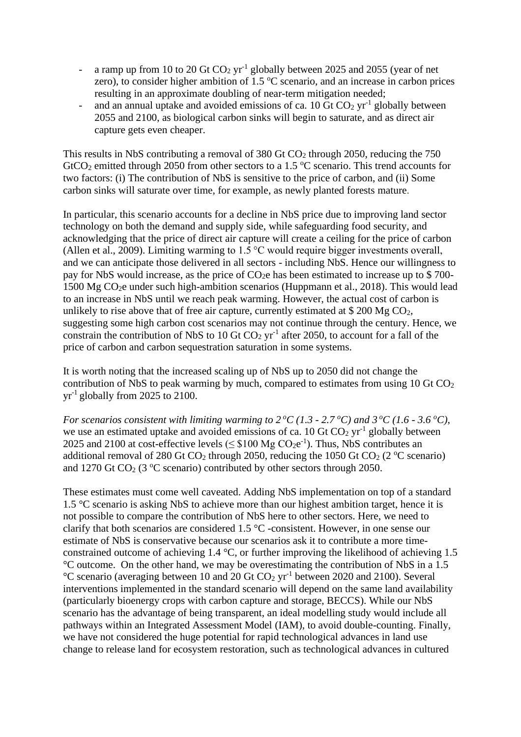- a ramp up from 10 to 20 Gt $CO_2$ $yr^{-1}$ globally between 2025 and 2055 (year of net zero), to consider higher ambition of 1.5 ºC scenario, and an increase in carbon prices resulting in an approximate doubling of near-term mitigation needed;
- and an annual uptake and avoided emissions of ca. 10 Gt $CO_2$ $yr^{-1}$ globally between 2055 and 2100, as biological carbon sinks will begin to saturate, and as direct air capture gets even cheaper.

This results in NbS contributing a removal of 380 Gt $CO_2$ through 2050, reducing the 750 $GtCO_2$ emitted through 2050 from other sectors to a 1.5 ºC scenario. This trend accounts for two factors: (i) The contribution of NbS is sensitive to the price of carbon, and (ii) Some carbon sinks will saturate over time, for example, as newly planted forests mature.

In particular, this scenario accounts for a decline in NbS price due to improving land sector technology on both the demand and supply side, while safeguarding food security, and acknowledging that the price of direct air capture will create a ceiling for the price of carbon (Allen et al., 2009). Limiting warming to 1.5 °C would require bigger investments overall, and we can anticipate those delivered in all sectors - including NbS. Hence our willingness to pay for NbS would increase, as the price of $CO_2e$ has been estimated to increase up to $ 700-1500 Mg $CO_2e$ under such high-ambition scenarios (Huppmann et al., 2018). This would lead to an increase in NbS until we reach peak warming. However, the actual cost of carbon is unlikely to rise above that of free air capture, currently estimated at $ 200 Mg $CO_2$, suggesting some high carbon cost scenarios may not continue through the century. Hence, we constrain the contribution of NbS to 10 Gt $CO_2$ $yr^{-1}$ after 2050, to account for a fall of the price of carbon and carbon sequestration saturation in some systems.

It is worth noting that the increased scaling up of NbS up to 2050 did not change the contribution of NbS to peak warming by much, compared to estimates from using 10 Gt $CO_2$ $yr^{-1}$ globally from 2025 to 2100.

*For scenarios consistent with limiting warming to 2 ºC (1.3 - 2.7 ºC) and 3 ºC (1.6 - 3.6 ºC),* we use an estimated uptake and avoided emissions of ca. 10 Gt $CO_2$ $yr^{-1}$ globally between 2025 and 2100 at cost-effective levels (≤ \$100 Mg $CO_2e^{-1}$). Thus, NbS contributes an additional removal of 280 Gt $CO_2$ through 2050, reducing the 1050 Gt $CO_2$ (2 ºC scenario) and 1270 Gt $CO_2$ (3 ºC scenario) contributed by other sectors through 2050.

These estimates must come well caveated. Adding NbS implementation on top of a standard 1.5 °C scenario is asking NbS to achieve more than our highest ambition target, hence it is not possible to compare the contribution of NbS here to other sectors. Here, we need to clarify that both scenarios are considered 1.5 °C -consistent. However, in one sense our estimate of NbS is conservative because our scenarios ask it to contribute a more time-constrained outcome of achieving 1.4 °C, or further improving the likelihood of achieving 1.5 °C outcome. On the other hand, we may be overestimating the contribution of NbS in a 1.5 °C scenario (averaging between 10 and 20 Gt $CO_2$ $yr^{-1}$ between 2020 and 2100). Several interventions implemented in the standard scenario will depend on the same land availability (particularly bioenergy crops with carbon capture and storage, BECCS). While our NbS scenario has the advantage of being transparent, an ideal modelling study would include all pathways within an Integrated Assessment Model (IAM), to avoid double-counting. Finally, we have not considered the huge potential for rapid technological advances in land use change to release land for ecosystem restoration, such as technological advances in cultured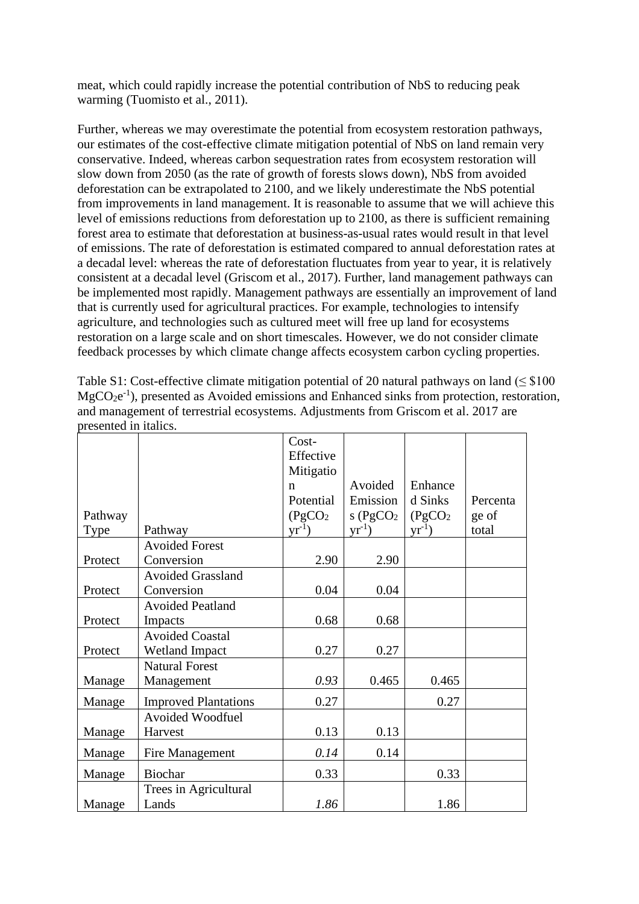meat, which could rapidly increase the potential contribution of NbS to reducing peak warming (Tuomisto et al., 2011).

Further, whereas we may overestimate the potential from ecosystem restoration pathways, our estimates of the cost-effective climate mitigation potential of NbS on land remain very conservative. Indeed, whereas carbon sequestration rates from ecosystem restoration will slow down from 2050 (as the rate of growth of forests slows down), NbS from avoided deforestation can be extrapolated to 2100, and we likely underestimate the NbS potential from improvements in land management. It is reasonable to assume that we will achieve this level of emissions reductions from deforestation up to 2100, as there is sufficient remaining forest area to estimate that deforestation at business-as-usual rates would result in that level of emissions. The rate of deforestation is estimated compared to annual deforestation rates at a decadal level: whereas the rate of deforestation fluctuates from year to year, it is relatively consistent at a decadal level (Griscom et al., 2017). Further, land management pathways can be implemented most rapidly. Management pathways are essentially an improvement of land that is currently used for agricultural practices. For example, technologies to intensify agriculture, and technologies such as cultured meet will free up land for ecosystems restoration on a large scale and on short timescales. However, we do not consider climate feedback processes by which climate change affects ecosystem carbon cycling properties.

Table S1: Cost-effective climate mitigation potential of 20 natural pathways on land (≤ \$100 $MgCO_2e^{-1}$), presented as Avoided emissions and Enhanced sinks from protection, restoration, and management of terrestrial ecosystems. Adjustments from Griscom et al. 2017 are presented in italics.

| Pathway Type | Pathway | Cost-Effective Mitigation Potential ($PgCO_2$ $yr^{-1}$) | Avoided Emissions ($PgCO_2$ $yr^{-1}$) | Enhanced Sinks ($PgCO_2$ $yr^{-1}$) | Percentage of total |
|---|---|---|---|---|---|
| Protect | Avoided Forest Conversion | 2.90 | 2.90 | | |
| Protect | Avoided Grassland Conversion | 0.04 | 0.04 | | |
| Protect | Avoided Peatland Impacts | 0.68 | 0.68 | | |
| Protect | Avoided Coastal Wetland Impact | 0.27 | 0.27 | | |
| Manage | Natural Forest Management | *0.93* | 0.465 | 0.465 | |
| Manage | Improved Plantations | 0.27 | | 0.27 | |
| Manage | Avoided Woodfuel Harvest | 0.13 | 0.13 | | |
| Manage | Fire Management | *0.14* | 0.14 | | |
| Manage | Biochar | 0.33 | | 0.33 | |
| Manage | Trees in Agricultural Lands | *1.86* | | 1.86 | |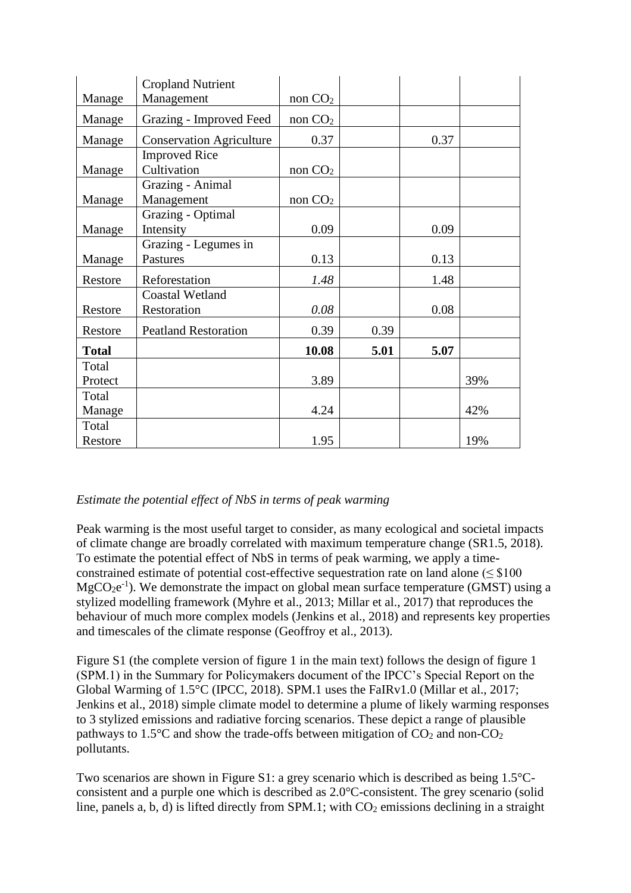| | | | | | |
|---|---|---|---|---|---|
| Manage | Cropland Nutrient Management | non $CO_2$ | | | |
| Manage | Grazing - Improved Feed | non $CO_2$ | | | |
| Manage | Conservation Agriculture | 0.37 | | 0.37 | |
| Manage | Improved Rice Cultivation | non $CO_2$ | | | |
| Manage | Grazing - Animal Management | non $CO_2$ | | | |
| Manage | Grazing - Optimal Intensity | 0.09 | | 0.09 | |
| Manage | Grazing - Legumes in Pastures | 0.13 | | 0.13 | |
| Restore | Reforestation | *1.48* | | 1.48 | |
| Restore | Coastal Wetland Restoration | *0.08* | | 0.08 | |
| Restore | Peatland Restoration | 0.39 | 0.39 | | |
| **Total** | | **10.08** | **5.01** | **5.07** | |
| Total Protect | | 3.89 | | | 39% |
| Total Manage | | 4.24 | | | 42% |
| Total Restore | | 1.95 | | | 19% |

*Estimate the potential effect of NbS in terms of peak warming*

Peak warming is the most useful target to consider, as many ecological and societal impacts of climate change are broadly correlated with maximum temperature change (SR1.5, 2018). To estimate the potential effect of NbS in terms of peak warming, we apply a time-constrained estimate of potential cost-effective sequestration rate on land alone (≤ \$100 $MgCO_2e^{-1}$). We demonstrate the impact on global mean surface temperature (GMST) using a stylized modelling framework (Myhre et al., 2013; Millar et al., 2017) that reproduces the behaviour of much more complex models (Jenkins et al., 2018) and represents key properties and timescales of the climate response (Geoffroy et al., 2013).

Figure S1 (the complete version of figure 1 in the main text) follows the design of figure 1 (SPM.1) in the Summary for Policymakers document of the IPCC's Special Report on the Global Warming of 1.5°C (IPCC, 2018). SPM.1 uses the FaIRv1.0 (Millar et al., 2017; Jenkins et al., 2018) simple climate model to determine a plume of likely warming responses to 3 stylized emissions and radiative forcing scenarios. These depict a range of plausible pathways to 1.5°C and show the trade-offs between mitigation of $CO_2$ and non-$CO_2$ pollutants.

Two scenarios are shown in Figure S1: a grey scenario which is described as being 1.5°C-consistent and a purple one which is described as 2.0°C-consistent. The grey scenario (solid line, panels a, b, d) is lifted directly from SPM.1; with $CO_2$ emissions declining in a straight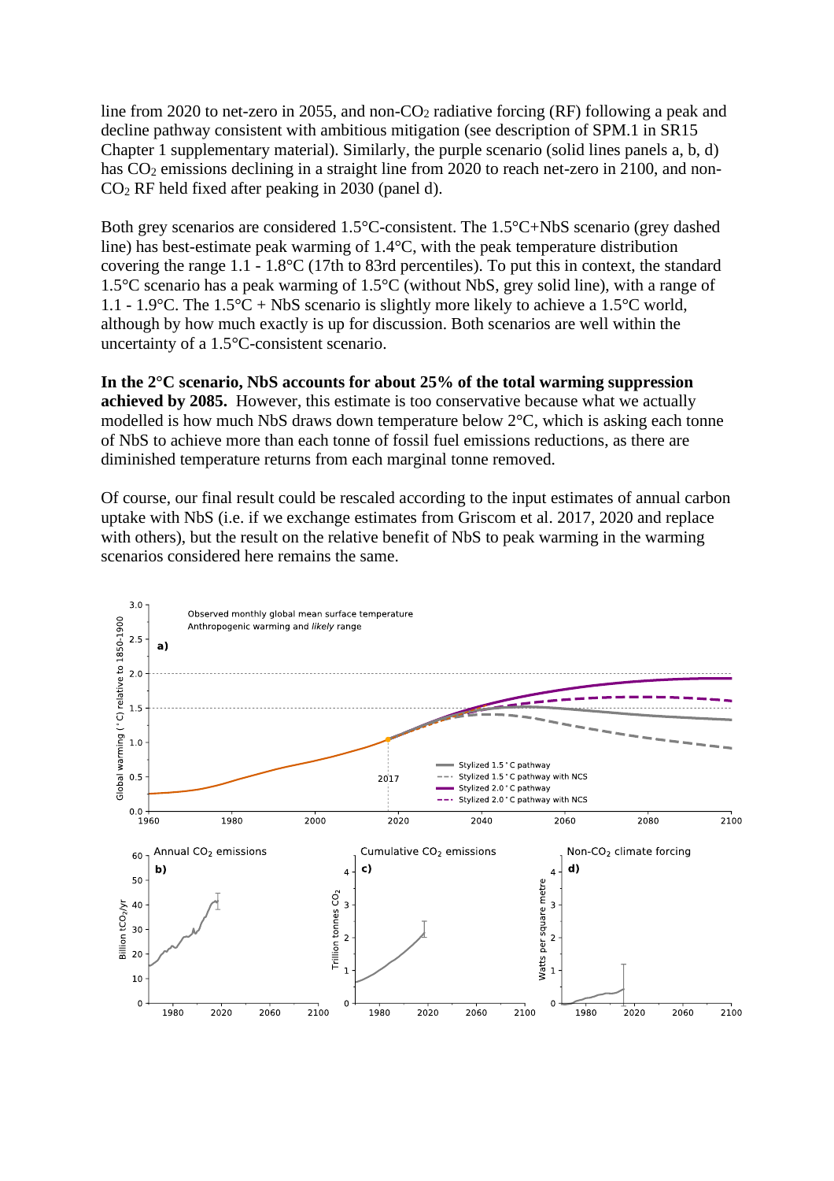line from 2020 to net-zero in 2055, and non-$CO_2$ radiative forcing (RF) following a peak and decline pathway consistent with ambitious mitigation (see description of SPM.1 in SR15 Chapter 1 supplementary material). Similarly, the purple scenario (solid lines panels a, b, d) has $CO_2$ emissions declining in a straight line from 2020 to reach net-zero in 2100, and non-$CO_2$ RF held fixed after peaking in 2030 (panel d).

Both grey scenarios are considered 1.5°C-consistent. The 1.5°C+NbS scenario (grey dashed line) has best-estimate peak warming of 1.4°C, with the peak temperature distribution covering the range 1.1 - 1.8°C (17th to 83rd percentiles). To put this in context, the standard 1.5°C scenario has a peak warming of 1.5°C (without NbS, grey solid line), with a range of 1.1 - 1.9°C. The 1.5°C + NbS scenario is slightly more likely to achieve a 1.5°C world, although by how much exactly is up for discussion. Both scenarios are well within the uncertainty of a 1.5°C-consistent scenario.

**In the 2°C scenario, NbS accounts for about 25% of the total warming suppression achieved by 2085.** However, this estimate is too conservative because what we actually modelled is how much NbS draws down temperature below 2°C, which is asking each tonne of NbS to achieve more than each tonne of fossil fuel emissions reductions, as there are diminished temperature returns from each marginal tonne removed.

Of course, our final result could be rescaled according to the input estimates of annual carbon uptake with NbS (i.e. if we exchange estimates from Griscom et al. 2017, 2020 and replace with others), but the result on the relative benefit of NbS to peak warming in the warming scenarios considered here remains the same.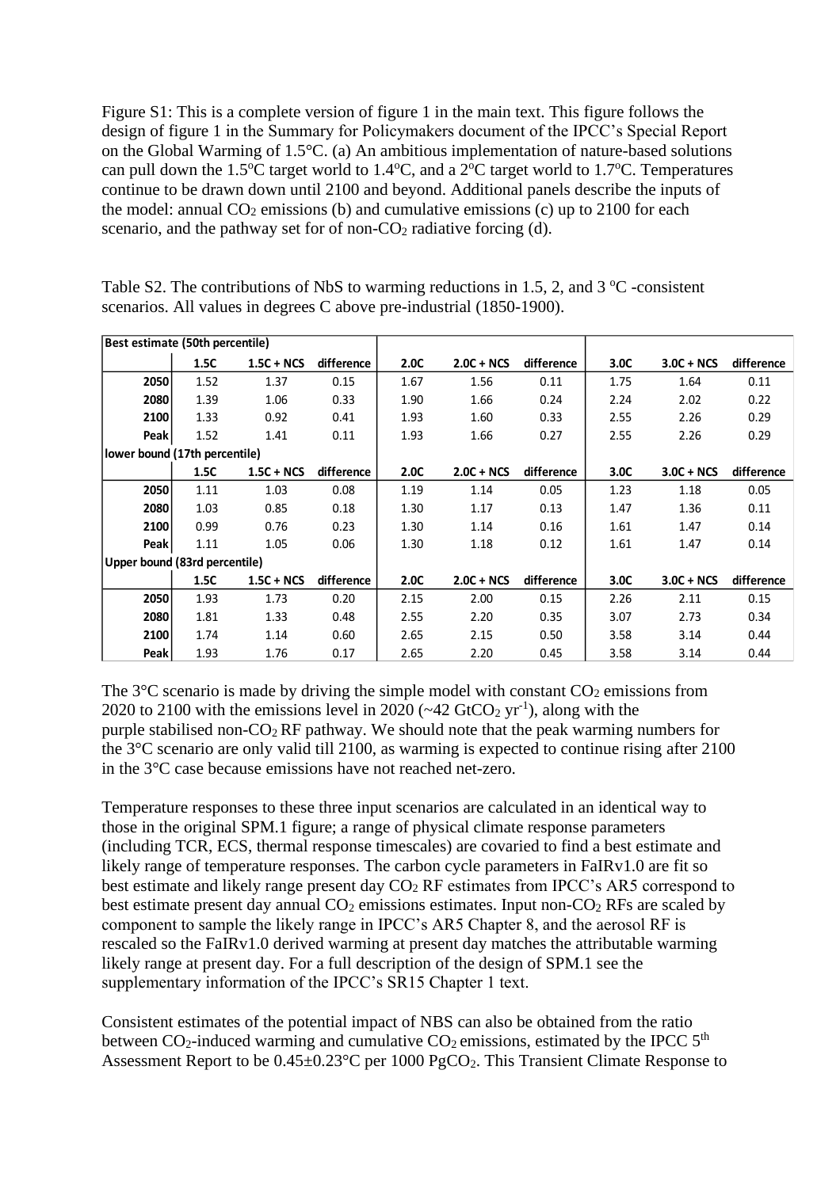Figure S1: This is a complete version of figure 1 in the main text. This figure follows the design of figure 1 in the Summary for Policymakers document of the IPCC's Special Report on the Global Warming of 1.5°C. (a) An ambitious implementation of nature-based solutions can pull down the 1.5°C target world to 1.4°C, and a 2°C target world to 1.7°C. Temperatures continue to be drawn down until 2100 and beyond. Additional panels describe the inputs of the model: annual $CO_2$ emissions (b) and cumulative emissions (c) up to 2100 for each scenario, and the pathway set for of non-$CO_2$ radiative forcing (d).

Table S2. The contributions of NbS to warming reductions in 1.5, 2, and 3 °C -consistent scenarios. All values in degrees C above pre-industrial (1850-1900).

| Best estimate (50th percentile) | | | | | | | | | |
|---|---|---|---|---|---|---|---|---|---|
| | **1.5C** | **1.5C + NCS** | **difference** | **2.0C** | **2.0C + NCS** | **difference** | **3.0C** | **3.0C + NCS** | **difference** |
| **2050** | 1.52 | 1.37 | 0.15 | 1.67 | 1.56 | 0.11 | 1.75 | 1.64 | 0.11 |
| **2080** | 1.39 | 1.06 | 0.33 | 1.90 | 1.66 | 0.24 | 2.24 | 2.02 | 0.22 |
| **2100** | 1.33 | 0.92 | 0.41 | 1.93 | 1.60 | 0.33 | 2.55 | 2.26 | 0.29 |
| **Peak** | 1.52 | 1.41 | 0.11 | 1.93 | 1.66 | 0.27 | 2.55 | 2.26 | 0.29 |
| **lower bound (17th percentile)** | | | | | | | | | |
| | **1.5C** | **1.5C + NCS** | **difference** | **2.0C** | **2.0C + NCS** | **difference** | **3.0C** | **3.0C + NCS** | **difference** |
| **2050** | 1.11 | 1.03 | 0.08 | 1.19 | 1.14 | 0.05 | 1.23 | 1.18 | 0.05 |
| **2080** | 1.03 | 0.85 | 0.18 | 1.30 | 1.17 | 0.13 | 1.47 | 1.36 | 0.11 |
| **2100** | 0.99 | 0.76 | 0.23 | 1.30 | 1.14 | 0.16 | 1.61 | 1.47 | 0.14 |
| **Peak** | 1.11 | 1.05 | 0.06 | 1.30 | 1.18 | 0.12 | 1.61 | 1.47 | 0.14 |
| **Upper bound (83rd percentile)** | | | | | | | | | |
| | **1.5C** | **1.5C + NCS** | **difference** | **2.0C** | **2.0C + NCS** | **difference** | **3.0C** | **3.0C + NCS** | **difference** |
| **2050** | 1.93 | 1.73 | 0.20 | 2.15 | 2.00 | 0.15 | 2.26 | 2.11 | 0.15 |
| **2080** | 1.81 | 1.33 | 0.48 | 2.55 | 2.20 | 0.35 | 3.07 | 2.73 | 0.34 |
| **2100** | 1.74 | 1.14 | 0.60 | 2.65 | 2.15 | 0.50 | 3.58 | 3.14 | 0.44 |
| **Peak** | 1.93 | 1.76 | 0.17 | 2.65 | 2.20 | 0.45 | 3.58 | 3.14 | 0.44 |

The 3°C scenario is made by driving the simple model with constant $CO_2$ emissions from 2020 to 2100 with the emissions level in 2020 (~42 $GtCO_2\ yr^{-1}$), along with the purple stabilised non-$CO_2$ RF pathway. We should note that the peak warming numbers for the 3°C scenario are only valid till 2100, as warming is expected to continue rising after 2100 in the 3°C case because emissions have not reached net-zero.

Temperature responses to these three input scenarios are calculated in an identical way to those in the original SPM.1 figure; a range of physical climate response parameters (including TCR, ECS, thermal response timescales) are covaried to find a best estimate and likely range of temperature responses. The carbon cycle parameters in FaIRv1.0 are fit so best estimate and likely range present day $CO_2$ RF estimates from IPCC's AR5 correspond to best estimate present day annual $CO_2$ emissions estimates. Input non-$CO_2$ RFs are scaled by component to sample the likely range in IPCC's AR5 Chapter 8, and the aerosol RF is rescaled so the FaIRv1.0 derived warming at present day matches the attributable warming likely range at present day. For a full description of the design of SPM.1 see the supplementary information of the IPCC's SR15 Chapter 1 text.

Consistent estimates of the potential impact of NBS can also be obtained from the ratio between $CO_2$-induced warming and cumulative $CO_2$ emissions, estimated by the IPCC 5th Assessment Report to be 0.45±0.23°C per 1000 $PgCO_2$. This Transient Climate Response to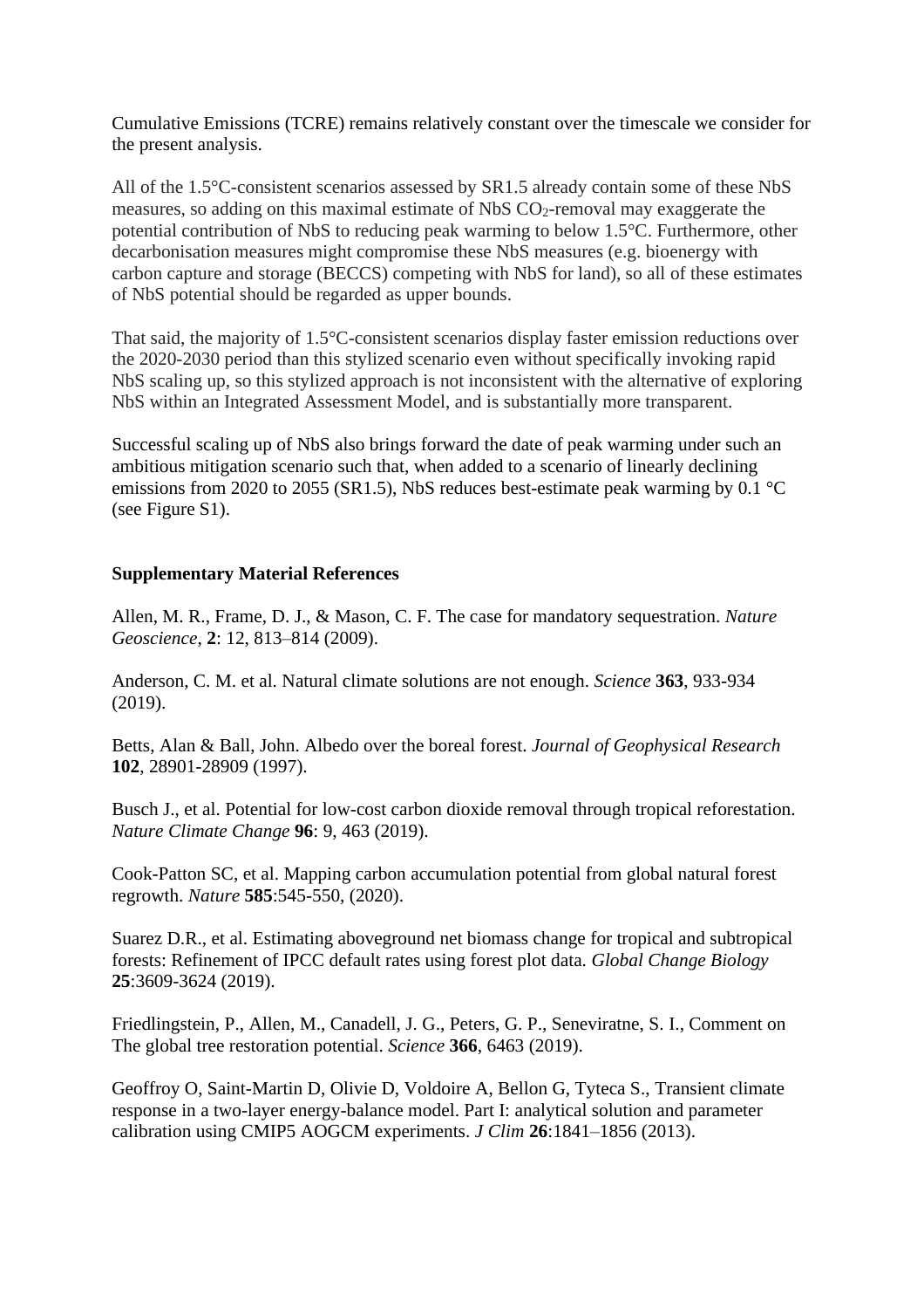Cumulative Emissions (TCRE) remains relatively constant over the timescale we consider for the present analysis.

All of the 1.5°C-consistent scenarios assessed by SR1.5 already contain some of these NbS measures, so adding on this maximal estimate of NbS $CO_2$-removal may exaggerate the potential contribution of NbS to reducing peak warming to below 1.5°C. Furthermore, other decarbonisation measures might compromise these NbS measures (e.g. bioenergy with carbon capture and storage (BECCS) competing with NbS for land), so all of these estimates of NbS potential should be regarded as upper bounds.

That said, the majority of 1.5°C-consistent scenarios display faster emission reductions over the 2020-2030 period than this stylized scenario even without specifically invoking rapid NbS scaling up, so this stylized approach is not inconsistent with the alternative of exploring NbS within an Integrated Assessment Model, and is substantially more transparent.

Successful scaling up of NbS also brings forward the date of peak warming under such an ambitious mitigation scenario such that, when added to a scenario of linearly declining emissions from 2020 to 2055 (SR1.5), NbS reduces best-estimate peak warming by 0.1 °C (see Figure S1).

**Supplementary Material References**

Allen, M. R., Frame, D. J., & Mason, C. F. The case for mandatory sequestration. *Nature Geoscience*, **2**: 12, 813–814 (2009).

Anderson, C. M. et al. Natural climate solutions are not enough. *Science* **363**, 933-934 (2019).

Betts, Alan & Ball, John. Albedo over the boreal forest. *Journal of Geophysical Research* **102**, 28901-28909 (1997).

Busch J., et al. Potential for low-cost carbon dioxide removal through tropical reforestation. *Nature Climate Change* **96**: 9, 463 (2019).

Cook-Patton SC, et al. Mapping carbon accumulation potential from global natural forest regrowth. *Nature* **585**:545-550, (2020).

Suarez D.R., et al. Estimating aboveground net biomass change for tropical and subtropical forests: Refinement of IPCC default rates using forest plot data. *Global Change Biology* **25**:3609-3624 (2019).

Friedlingstein, P., Allen, M., Canadell, J. G., Peters, G. P., Seneviratne, S. I., Comment on The global tree restoration potential. *Science* **366**, 6463 (2019).

Geoffroy O, Saint-Martin D, Olivie D, Voldoire A, Bellon G, Tyteca S., Transient climate response in a two-layer energy-balance model. Part I: analytical solution and parameter calibration using CMIP5 AOGCM experiments. *J Clim* **26**:1841–1856 (2013).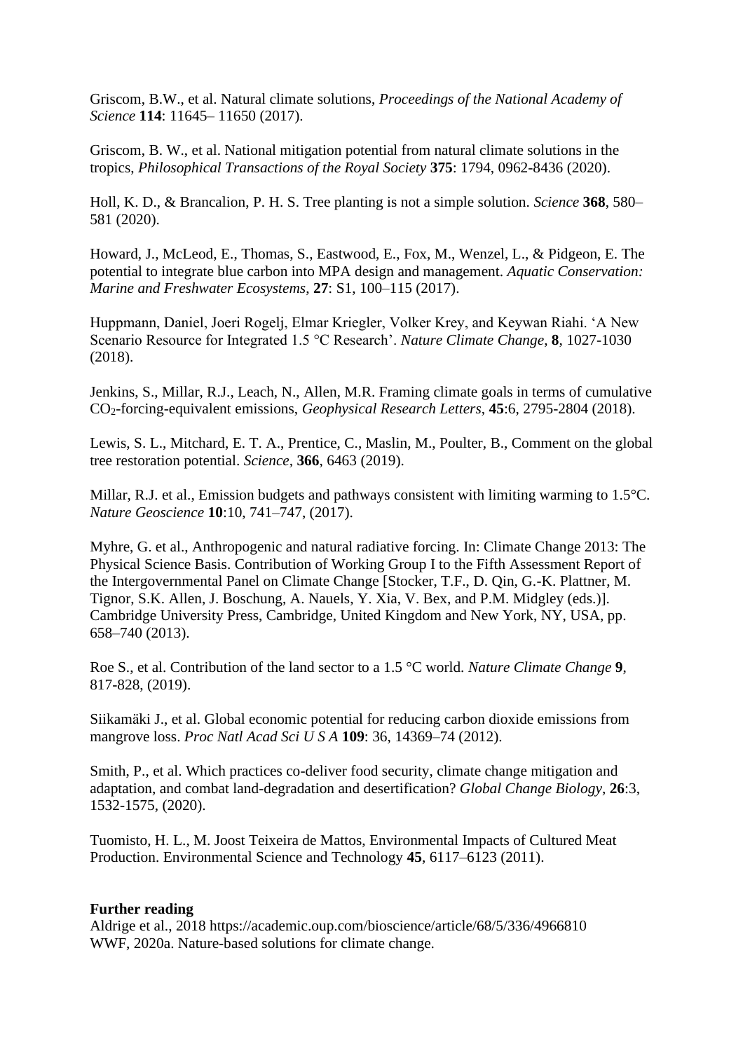Griscom, B.W., et al. Natural climate solutions, *Proceedings of the National Academy of Science* **114**: 11645– 11650 (2017).

Griscom, B. W., et al. National mitigation potential from natural climate solutions in the tropics, *Philosophical Transactions of the Royal Society* **375**: 1794, 0962-8436 (2020).

Holl, K. D., & Brancalion, P. H. S. Tree planting is not a simple solution. *Science* **368**, 580–581 (2020).

Howard, J., McLeod, E., Thomas, S., Eastwood, E., Fox, M., Wenzel, L., & Pidgeon, E. The potential to integrate blue carbon into MPA design and management. *Aquatic Conservation: Marine and Freshwater Ecosystems*, **27**: S1, 100–115 (2017).

Huppmann, Daniel, Joeri Rogelj, Elmar Kriegler, Volker Krey, and Keywan Riahi. 'A New Scenario Resource for Integrated 1.5 °C Research'. *Nature Climate Change*, **8**, 1027-1030 (2018).

Jenkins, S., Millar, R.J., Leach, N., Allen, M.R. Framing climate goals in terms of cumulative $CO_2$-forcing-equivalent emissions, *Geophysical Research Letters*, **45**:6, 2795-2804 (2018).

Lewis, S. L., Mitchard, E. T. A., Prentice, C., Maslin, M., Poulter, B., Comment on the global tree restoration potential. *Science,* **366**, 6463 (2019).

Millar, R.J. et al., Emission budgets and pathways consistent with limiting warming to 1.5°C. *Nature Geoscience* **10**:10, 741–747, (2017).

Myhre, G. et al., Anthropogenic and natural radiative forcing. In: Climate Change 2013: The Physical Science Basis. Contribution of Working Group I to the Fifth Assessment Report of the Intergovernmental Panel on Climate Change [Stocker, T.F., D. Qin, G.-K. Plattner, M. Tignor, S.K. Allen, J. Boschung, A. Nauels, Y. Xia, V. Bex, and P.M. Midgley (eds.)]. Cambridge University Press, Cambridge, United Kingdom and New York, NY, USA, pp. 658–740 (2013).

Roe S., et al. Contribution of the land sector to a 1.5 °C world. *Nature Climate Change* **9**, 817-828, (2019).

Siikamäki J., et al. Global economic potential for reducing carbon dioxide emissions from mangrove loss. *Proc Natl Acad Sci U S A* **109**: 36, 14369–74 (2012).

Smith, P., et al. Which practices co-deliver food security, climate change mitigation and adaptation, and combat land-degradation and desertification? *Global Change Biology*, **26**:3, 1532-1575, (2020).

Tuomisto, H. L., M. Joost Teixeira de Mattos, Environmental Impacts of Cultured Meat Production. Environmental Science and Technology **45**, 6117–6123 (2011).

**Further reading**

Aldrige et al., 2018 https://academic.oup.com/bioscience/article/68/5/336/4966810
WWF, 2020a. Nature-based solutions for climate change.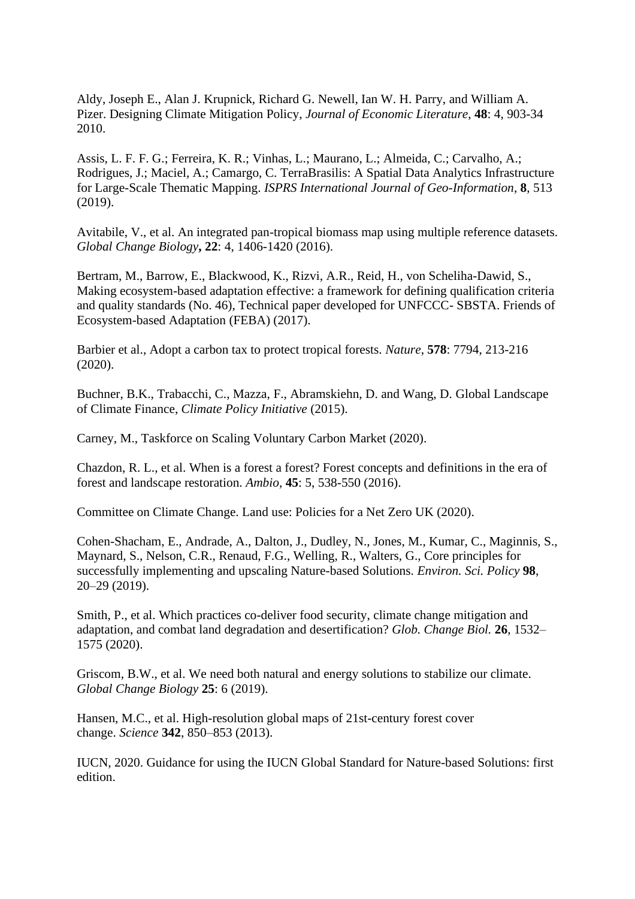Aldy, Joseph E., Alan J. Krupnick, Richard G. Newell, Ian W. H. Parry, and William A. Pizer. Designing Climate Mitigation Policy, *Journal of Economic Literature*, **48**: 4, 903-34 2010.

Assis, L. F. F. G.; Ferreira, K. R.; Vinhas, L.; Maurano, L.; Almeida, C.; Carvalho, A.; Rodrigues, J.; Maciel, A.; Camargo, C. TerraBrasilis: A Spatial Data Analytics Infrastructure for Large-Scale Thematic Mapping. *ISPRS International Journal of Geo-Information*, **8**, 513 (2019).

Avitabile, V., et al. An integrated pan-tropical biomass map using multiple reference datasets. *Global Change Biology***, 22**: 4, 1406-1420 (2016).

Bertram, M., Barrow, E., Blackwood, K., Rizvi, A.R., Reid, H., von Scheliha-Dawid, S., Making ecosystem-based adaptation effective: a framework for defining qualification criteria and quality standards (No. 46), Technical paper developed for UNFCCC- SBSTA. Friends of Ecosystem-based Adaptation (FEBA) (2017).

Barbier et al., Adopt a carbon tax to protect tropical forests. *Nature*, **578**: 7794, 213-216 (2020).

Buchner, B.K., Trabacchi, C., Mazza, F., Abramskiehn, D. and Wang, D. Global Landscape of Climate Finance, *Climate Policy Initiative* (2015).

Carney, M., Taskforce on Scaling Voluntary Carbon Market (2020).

Chazdon, R. L., et al. When is a forest a forest? Forest concepts and definitions in the era of forest and landscape restoration. *Ambio*, **45**: 5, 538-550 (2016).

Committee on Climate Change. Land use: Policies for a Net Zero UK (2020).

Cohen-Shacham, E., Andrade, A., Dalton, J., Dudley, N., Jones, M., Kumar, C., Maginnis, S., Maynard, S., Nelson, C.R., Renaud, F.G., Welling, R., Walters, G., Core principles for successfully implementing and upscaling Nature-based Solutions. *Environ. Sci. Policy* **98**, 20–29 (2019).

Smith, P., et al. Which practices co-deliver food security, climate change mitigation and adaptation, and combat land degradation and desertification? *Glob. Change Biol.* **26**, 1532–1575 (2020).

Griscom, B.W., et al. We need both natural and energy solutions to stabilize our climate. *Global Change Biology* **25**: 6 (2019).

Hansen, M.C., et al. High-resolution global maps of 21st-century forest cover change. *Science* **342**, 850–853 (2013).

IUCN, 2020. Guidance for using the IUCN Global Standard for Nature-based Solutions: first edition.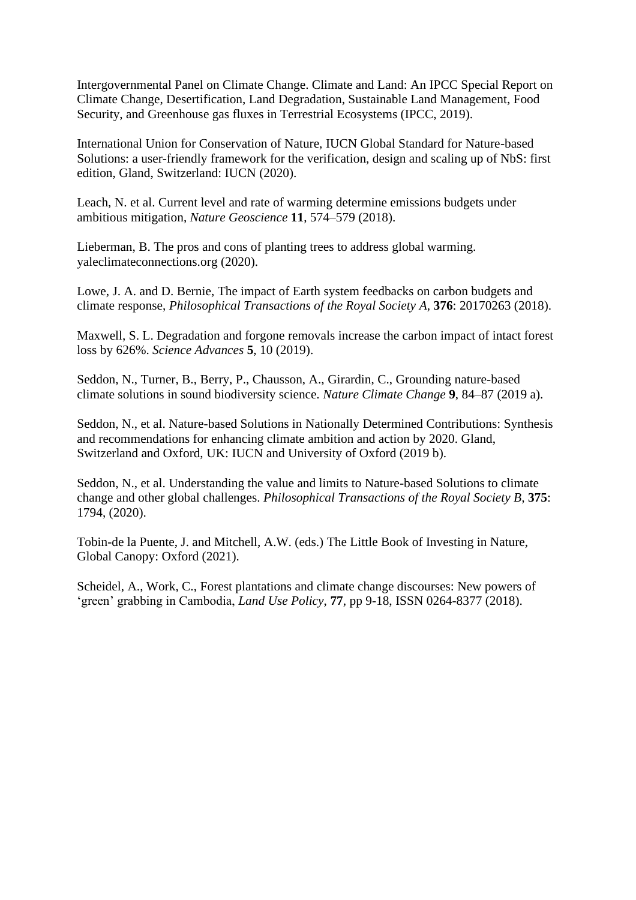Intergovernmental Panel on Climate Change. Climate and Land: An IPCC Special Report on Climate Change, Desertification, Land Degradation, Sustainable Land Management, Food Security, and Greenhouse gas fluxes in Terrestrial Ecosystems (IPCC, 2019).

International Union for Conservation of Nature, IUCN Global Standard for Nature-based Solutions: a user-friendly framework for the verification, design and scaling up of NbS: first edition, Gland, Switzerland: IUCN (2020).

Leach, N. et al. Current level and rate of warming determine emissions budgets under ambitious mitigation, *Nature Geoscience* **11**, 574–579 (2018).

Lieberman, B. The pros and cons of planting trees to address global warming. yaleclimateconnections.org (2020).

Lowe, J. A. and D. Bernie, The impact of Earth system feedbacks on carbon budgets and climate response, *Philosophical Transactions of the Royal Society A*, **376**: 20170263 (2018).

Maxwell, S. L. Degradation and forgone removals increase the carbon impact of intact forest loss by 626%. *Science Advances* **5**, 10 (2019).

Seddon, N., Turner, B., Berry, P., Chausson, A., Girardin, C., Grounding nature-based climate solutions in sound biodiversity science. *Nature Climate Change* **9**, 84–87 (2019 a).

Seddon, N., et al. Nature-based Solutions in Nationally Determined Contributions: Synthesis and recommendations for enhancing climate ambition and action by 2020. Gland, Switzerland and Oxford, UK: IUCN and University of Oxford (2019 b).

Seddon, N., et al. Understanding the value and limits to Nature-based Solutions to climate change and other global challenges. *Philosophical Transactions of the Royal Society B,* **375**: 1794, (2020).

Tobin-de la Puente, J. and Mitchell, A.W. (eds.) The Little Book of Investing in Nature, Global Canopy: Oxford (2021).

Scheidel, A., Work, C., Forest plantations and climate change discourses: New powers of 'green' grabbing in Cambodia, *Land Use Policy*, **77**, pp 9-18, ISSN 0264-8377 (2018).